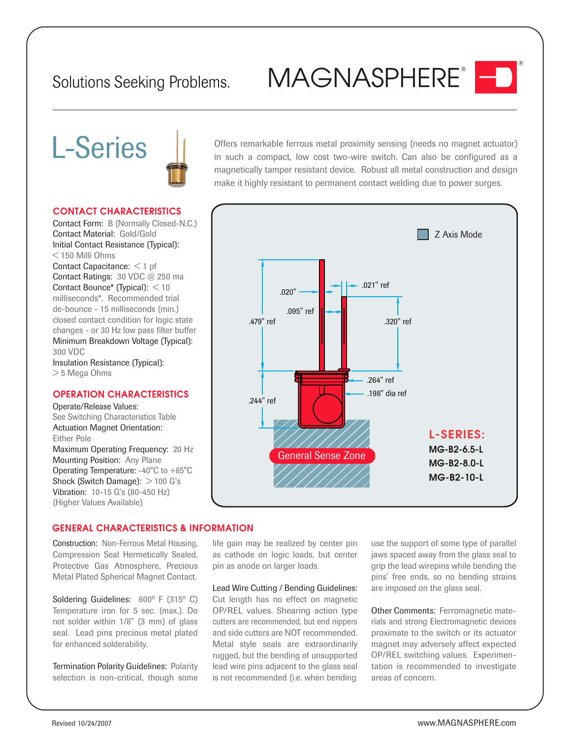Solutions Seeking Problems.

MAGNASPHERE®

# L-Series

Offers remarkable ferrous metal proximity sensing (needs no magnet actuator) in such a compact, low cost two-wire switch. Can also be configured as a magnetically tamper resistant device. Robust all metal construction and design make it highly resistant to permanent contact welding due to power surges.

## CONTACT CHARACTERISTICS

Contact Form: B (Normally Closed-N.C.)
Contact Material: Gold/Gold
Initial Contact Resistance (Typical): < 150 Milli Ohms
Contact Capacitance: < 1 pf
Contact Ratings: 30 VDC @ 250 ma
Contact Bounce* (Typical): < 10 milliseconds*. Recommended trial de-bounce - 15 milliseconds (min.) closed contact condition for logic state changes - or 30 Hz low pass filter buffer
Minimum Breakdown Voltage (Typical): 300 VDC
Insulation Resistance (Typical): > 5 Mega Ohms

## OPERATION CHARACTERISTICS

Operate/Release Values: See Switching Characteristics Table
Actuation Magnet Orientation: Either Pole
Maximum Operating Frequency: 20 Hz
Mounting Position: Any Plane
Operating Temperature: -40°C to +85°C
Shock (Switch Damage): > 100 G's
Vibration: 10-15 G's (80-450 Hz) (Higher Values Available)

Z Axis Mode

.020" · .021" ref · .095" ref · .479" ref · .320" ref · .264" ref · .198" dia ref · .244" ref

General Sense Zone

**L-SERIES:**
**MG-B2-6.5-L**
**MG-B2-8.0-L**
**MG-B2-10-L**

## GENERAL CHARACTERISTICS & INFORMATION

Construction: Non-Ferrous Metal Housing, Compression Seal Hermetically Sealed, Protective Gas Atmosphere, Precious Metal Plated Spherical Magnet Contact.

Soldering Guidelines: 600° F (315° C) Temperature iron for 5 sec. (max.). Do not solder within 1/8" (3 mm) of glass seal. Lead pins precious metal plated for enhanced solderability.

Termination Polarity Guidelines: Polarity selection is non-critical, though some life gain may be realized by center pin as cathode on logic loads, but center pin as anode on larger loads.

Lead Wire Cutting / Bending Guidelines: Cut length has no effect on magnetic OP/REL values. Shearing action type cutters are recommended, but end nippers and side cutters are NOT recommended. Metal style seals are extraordinarily rugged, but the bending of unsupported lead wire pins adjacent to the glass seal is not recommended (i.e. when bending use the support of some type of parallel jaws spaced away from the glass seal to grip the lead wirepins while bending the pins' free ends, so no bending strains are imposed on the glass seal.

Other Comments: Ferromagnetic materials and strong Electromagnetic devices proximate to the switch or its actuator magnet may adversely affect expected OP/REL switching values. Experimentation is recommended to investigate areas of concern.

Revised 10/24/2007

www.MAGNASPHERE.com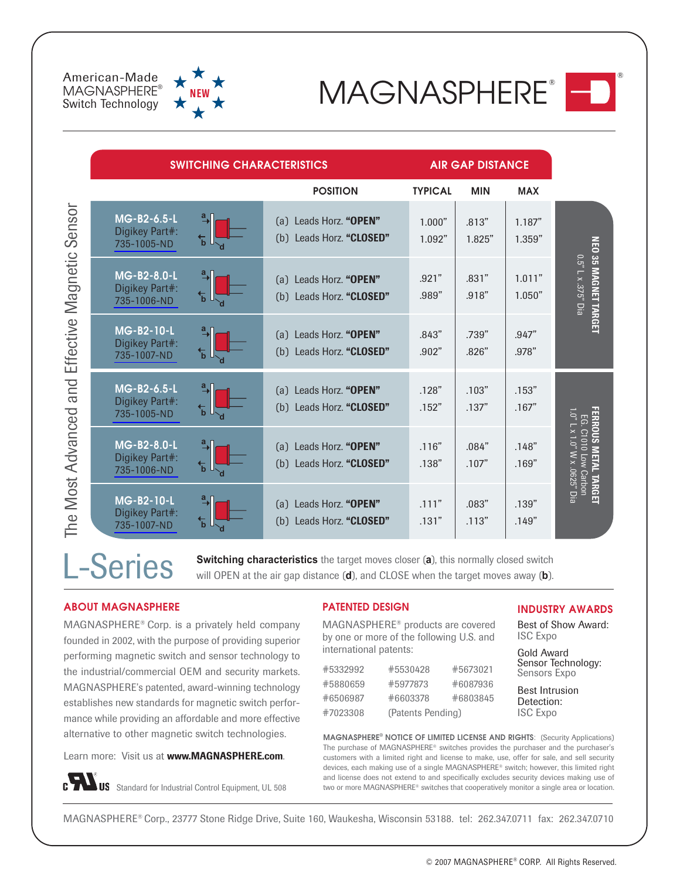American-Made MAGNASPHERE® Switch Technology

NEW

# MAGNASPHERE®

The Most Advanced and Effective Magnetic Sensor

| SWITCHING CHARACTERISTICS | POSITION | AIR GAP DISTANCE TYPICAL | MIN | MAX | TARGET |
|---|---|---|---|---|---|
| MG-B2-6.5-L Digikey Part#: 735-1005-ND | (a) Leads Horz. **"OPEN"** | 1.000" | .813" | 1.187" | NEO 35 MAGNET TARGET 0.5" L x .375" Dia |
| | (b) Leads Horz. **"CLOSED"** | 1.092" | 1.825" | 1.359" | |
| MG-B2-8.0-L Digikey Part#: 735-1006-ND | (a) Leads Horz. **"OPEN"** | .921" | .831" | 1.011" | |
| | (b) Leads Horz. **"CLOSED"** | .989" | .918" | 1.050" | |
| MG-B2-10-L Digikey Part#: 735-1007-ND | (a) Leads Horz. **"OPEN"** | .843" | .739" | .947" | |
| | (b) Leads Horz. **"CLOSED"** | .902" | .826" | .978" | |
| MG-B2-6.5-L Digikey Part#: 735-1005-ND | (a) Leads Horz. **"OPEN"** | .128" | .103" | .153" | FERROUS METAL TARGET EG. C1010 Low Carbon 1.0" L x 1.0" W x .0625" Dia |
| | (b) Leads Horz. **"CLOSED"** | .152" | .137" | .167" | |
| MG-B2-8.0-L Digikey Part#: 735-1006-ND | (a) Leads Horz. **"OPEN"** | .116" | .084" | .148" | |
| | (b) Leads Horz. **"CLOSED"** | .138" | .107" | .169" | |
| MG-B2-10-L Digikey Part#: 735-1007-ND | (a) Leads Horz. **"OPEN"** | .111" | .083" | .139" | |
| | (b) Leads Horz. **"CLOSED"** | .131" | .113" | .149" | |

## L-Series

**Switching characteristics** the target moves closer (**a**), this normally closed switch will OPEN at the air gap distance (**d**), and CLOSE when the target moves away (**b**).

### ABOUT MAGNASPHERE

MAGNASPHERE® Corp. is a privately held company founded in 2002, with the purpose of providing superior performing magnetic switch and sensor technology to the industrial/commercial OEM and security markets. MAGNASPHERE's patented, award-winning technology establishes new standards for magnetic switch performance while providing an affordable and more effective alternative to other magnetic switch technologies.

Learn more: Visit us at **www.MAGNASPHERE.com**.

c UL US Standard for Industrial Control Equipment, UL 508

### PATENTED DESIGN

MAGNASPHERE® products are covered by one or more of the following U.S. and international patents:

| | | |
|---|---|---|
| #5332992 | #5530428 | #5673021 |
| #5880659 | #5977873 | #6087936 |
| #6506987 | #6603378 | #6803845 |
| #7023308 | (Patents Pending) | |

**MAGNASPHERE® NOTICE OF LIMITED LICENSE AND RIGHTS**: (Security Applications) The purchase of MAGNASPHERE® switches provides the purchaser and the purchaser's customers with a limited right and license to make, use, offer for sale, and sell security devices, each making use of a single MAGNASPHERE® switch; however, this limited right and license does not extend to and specifically excludes security devices making use of two or more MAGNASPHERE® switches that cooperatively monitor a single area or location.

### INDUSTRY AWARDS

Best of Show Award:
ISC Expo

Gold Award
Sensor Technology:
Sensors Expo

Best Intrusion Detection:
ISC Expo

MAGNASPHERE® Corp., 23777 Stone Ridge Drive, Suite 160, Waukesha, Wisconsin 53188. tel: 262.347.0711 fax: 262.347.0710

© 2007 MAGNASPHERE® CORP. All Rights Reserved.